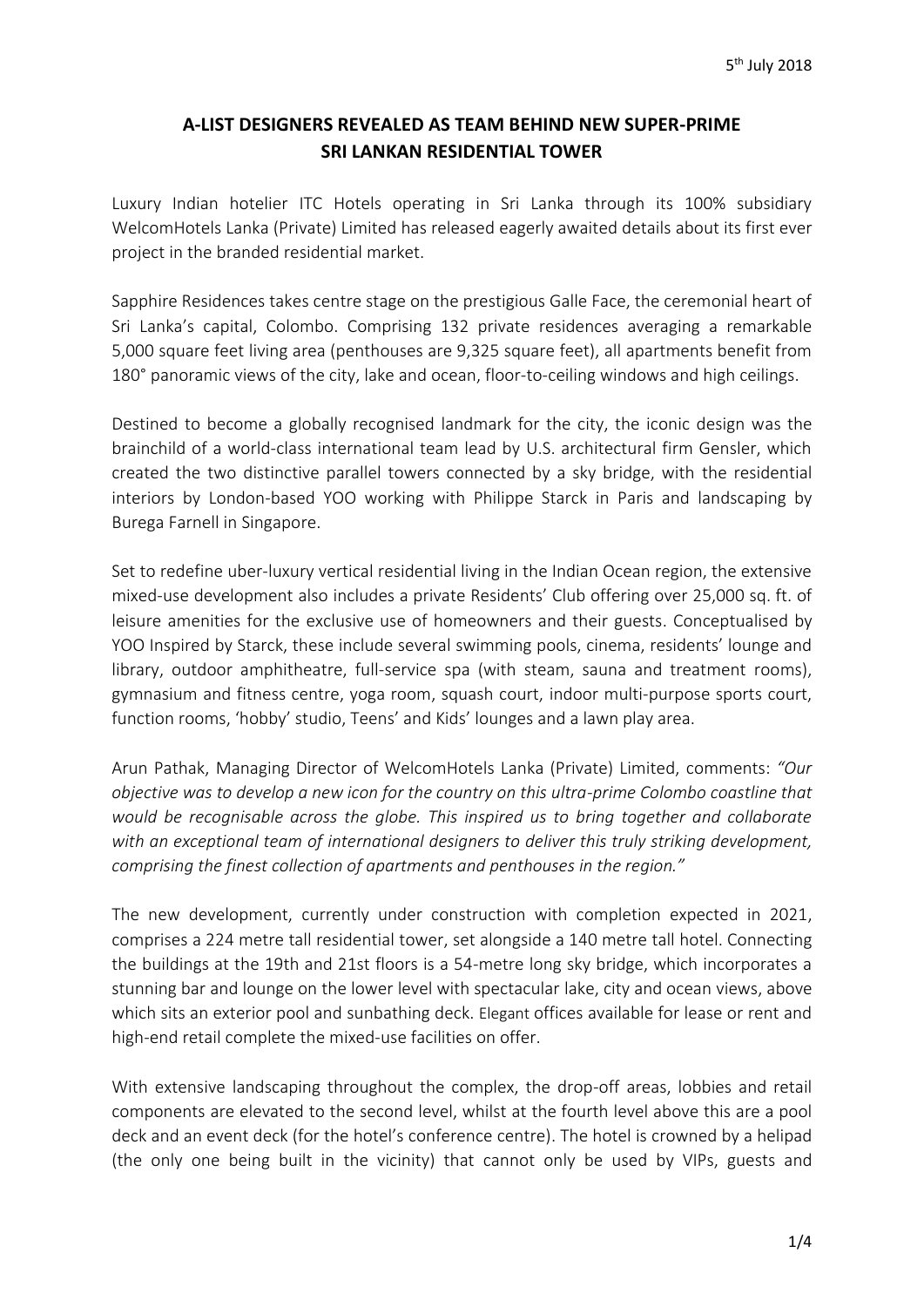5th July 2018

# A-LIST DESIGNERS REVEALED AS TEAM BEHIND NEW SUPER-PRIME SRI LANKAN RESIDENTIAL TOWER

Luxury Indian hotelier ITC Hotels operating in Sri Lanka through its 100% subsidiary WelcomHotels Lanka (Private) Limited has released eagerly awaited details about its first ever project in the branded residential market.

Sapphire Residences takes centre stage on the prestigious Galle Face, the ceremonial heart of Sri Lanka's capital, Colombo. Comprising 132 private residences averaging a remarkable 5,000 square feet living area (penthouses are 9,325 square feet), all apartments benefit from 180° panoramic views of the city, lake and ocean, floor-to-ceiling windows and high ceilings.

Destined to become a globally recognised landmark for the city, the iconic design was the brainchild of a world-class international team lead by U.S. architectural firm Gensler, which created the two distinctive parallel towers connected by a sky bridge, with the residential interiors by London-based YOO working with Philippe Starck in Paris and landscaping by Burega Farnell in Singapore.

Set to redefine uber-luxury vertical residential living in the Indian Ocean region, the extensive mixed-use development also includes a private Residents' Club offering over 25,000 sq. ft. of leisure amenities for the exclusive use of homeowners and their guests. Conceptualised by YOO Inspired by Starck, these include several swimming pools, cinema, residents' lounge and library, outdoor amphitheatre, full-service spa (with steam, sauna and treatment rooms), gymnasium and fitness centre, yoga room, squash court, indoor multi-purpose sports court, function rooms, 'hobby' studio, Teens' and Kids' lounges and a lawn play area.

Arun Pathak, Managing Director of WelcomHotels Lanka (Private) Limited, comments: *"Our objective was to develop a new icon for the country on this ultra-prime Colombo coastline that would be recognisable across the globe. This inspired us to bring together and collaborate with an exceptional team of international designers to deliver this truly striking development, comprising the finest collection of apartments and penthouses in the region."*

The new development, currently under construction with completion expected in 2021, comprises a 224 metre tall residential tower, set alongside a 140 metre tall hotel. Connecting the buildings at the 19th and 21st floors is a 54-metre long sky bridge, which incorporates a stunning bar and lounge on the lower level with spectacular lake, city and ocean views, above which sits an exterior pool and sunbathing deck. Elegant offices available for lease or rent and high-end retail complete the mixed-use facilities on offer.

With extensive landscaping throughout the complex, the drop-off areas, lobbies and retail components are elevated to the second level, whilst at the fourth level above this are a pool deck and an event deck (for the hotel's conference centre). The hotel is crowned by a helipad (the only one being built in the vicinity) that cannot only be used by VIPs, guests and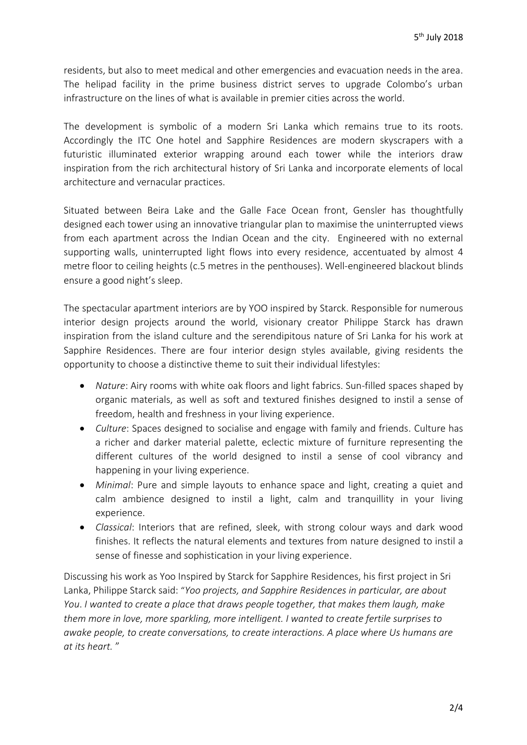residents, but also to meet medical and other emergencies and evacuation needs in the area. The helipad facility in the prime business district serves to upgrade Colombo's urban infrastructure on the lines of what is available in premier cities across the world.

The development is symbolic of a modern Sri Lanka which remains true to its roots. Accordingly the ITC One hotel and Sapphire Residences are modern skyscrapers with a futuristic illuminated exterior wrapping around each tower while the interiors draw inspiration from the rich architectural history of Sri Lanka and incorporate elements of local architecture and vernacular practices.

Situated between Beira Lake and the Galle Face Ocean front, Gensler has thoughtfully designed each tower using an innovative triangular plan to maximise the uninterrupted views from each apartment across the Indian Ocean and the city. Engineered with no external supporting walls, uninterrupted light flows into every residence, accentuated by almost 4 metre floor to ceiling heights (c.5 metres in the penthouses). Well-engineered blackout blinds ensure a good night's sleep.

The spectacular apartment interiors are by YOO inspired by Starck. Responsible for numerous interior design projects around the world, visionary creator Philippe Starck has drawn inspiration from the island culture and the serendipitous nature of Sri Lanka for his work at Sapphire Residences. There are four interior design styles available, giving residents the opportunity to choose a distinctive theme to suit their individual lifestyles:

- *Nature*: Airy rooms with white oak floors and light fabrics. Sun-filled spaces shaped by organic materials, as well as soft and textured finishes designed to instil a sense of freedom, health and freshness in your living experience.
- *Culture*: Spaces designed to socialise and engage with family and friends. Culture has a richer and darker material palette, eclectic mixture of furniture representing the different cultures of the world designed to instil a sense of cool vibrancy and happening in your living experience.
- *Minimal*: Pure and simple layouts to enhance space and light, creating a quiet and calm ambience designed to instil a light, calm and tranquillity in your living experience.
- *Classical*: Interiors that are refined, sleek, with strong colour ways and dark wood finishes. It reflects the natural elements and textures from nature designed to instil a sense of finesse and sophistication in your living experience.

Discussing his work as Yoo Inspired by Starck for Sapphire Residences, his first project in Sri Lanka, Philippe Starck said: "*Yoo projects, and Sapphire Residences in particular, are about You. I wanted to create a place that draws people together, that makes them laugh, make them more in love, more sparkling, more intelligent. I wanted to create fertile surprises to awake people, to create conversations, to create interactions. A place where Us humans are at its heart.* "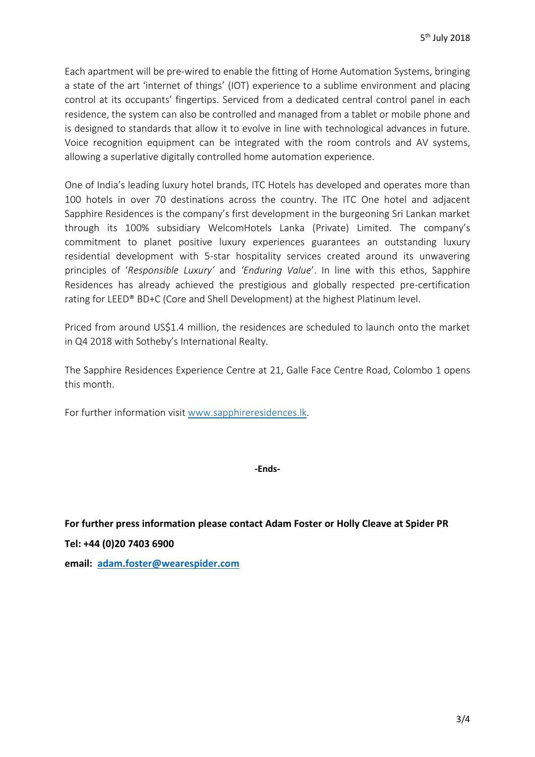Each apartment will be pre-wired to enable the fitting of Home Automation Systems, bringing a state of the art 'internet of things' (IOT) experience to a sublime environment and placing control at its occupants' fingertips. Serviced from a dedicated central control panel in each residence, the system can also be controlled and managed from a tablet or mobile phone and is designed to standards that allow it to evolve in line with technological advances in future. Voice recognition equipment can be integrated with the room controls and AV systems, allowing a superlative digitally controlled home automation experience.

One of India's leading luxury hotel brands, ITC Hotels has developed and operates more than 100 hotels in over 70 destinations across the country. The ITC One hotel and adjacent Sapphire Residences is the company's first development in the burgeoning Sri Lankan market through its 100% subsidiary WelcomHotels Lanka (Private) Limited. The company's commitment to planet positive luxury experiences guarantees an outstanding luxury residential development with 5-star hospitality services created around its unwavering principles of '*Responsible Luxury'* and *'Enduring Value*'. In line with this ethos, Sapphire Residences has already achieved the prestigious and globally respected pre-certification rating for LEED® BD+C (Core and Shell Development) at the highest Platinum level.

Priced from around US$1.4 million, the residences are scheduled to launch onto the market in Q4 2018 with Sotheby's International Realty.

The Sapphire Residences Experience Centre at 21, Galle Face Centre Road, Colombo 1 opens this month.

For further information visit [www.sapphireresidences.lk](http://www.sapphireresidences.lk).

**-Ends-**

**For further press information please contact Adam Foster or Holly Cleave at Spider PR**

**Tel: +44 (0)20 7403 6900**

**email: [adam.foster@wearespider.com](mailto:adam.foster@wearespider.com)**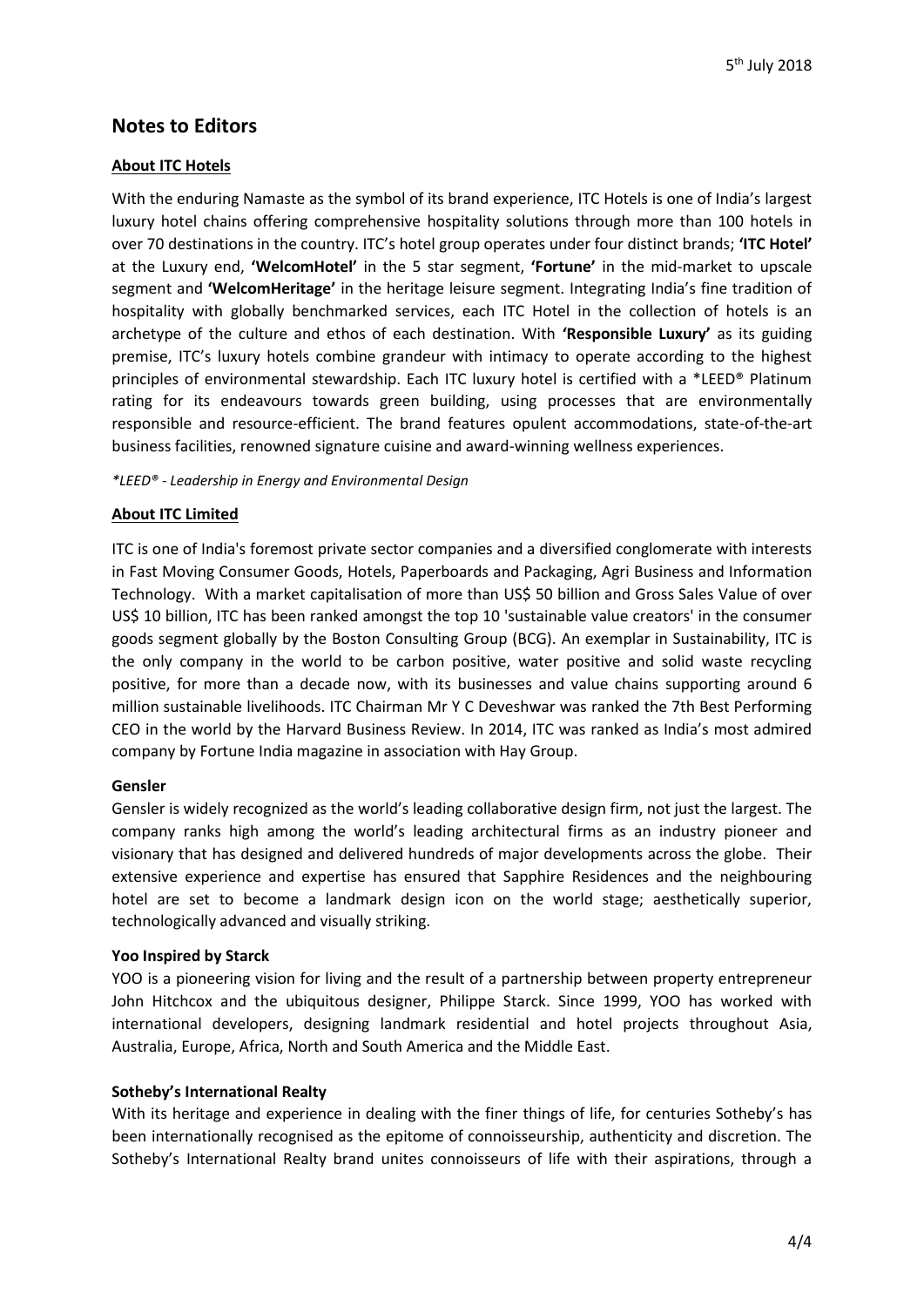5th July 2018

## Notes to Editors

### About ITC Hotels

With the enduring Namaste as the symbol of its brand experience, ITC Hotels is one of India's largest luxury hotel chains offering comprehensive hospitality solutions through more than 100 hotels in over 70 destinations in the country. ITC's hotel group operates under four distinct brands; **'ITC Hotel'** at the Luxury end, **'WelcomHotel'** in the 5 star segment, **'Fortune'** in the mid-market to upscale segment and **'WelcomHeritage'** in the heritage leisure segment. Integrating India's fine tradition of hospitality with globally benchmarked services, each ITC Hotel in the collection of hotels is an archetype of the culture and ethos of each destination. With **'Responsible Luxury'** as its guiding premise, ITC's luxury hotels combine grandeur with intimacy to operate according to the highest principles of environmental stewardship. Each ITC luxury hotel is certified with a *LEED® Platinum rating for its endeavours towards green building, using processes that are environmentally responsible and resource-efficient. The brand features opulent accommodations, state-of-the-art business facilities, renowned signature cuisine and award-winning wellness experiences.

*\*LEED® - Leadership in Energy and Environmental Design*

### About ITC Limited

ITC is one of India's foremost private sector companies and a diversified conglomerate with interests in Fast Moving Consumer Goods, Hotels, Paperboards and Packaging, Agri Business and Information Technology. With a market capitalisation of more than US$ 50 billion and Gross Sales Value of over US$ 10 billion, ITC has been ranked amongst the top 10 'sustainable value creators' in the consumer goods segment globally by the Boston Consulting Group (BCG). An exemplar in Sustainability, ITC is the only company in the world to be carbon positive, water positive and solid waste recycling positive, for more than a decade now, with its businesses and value chains supporting around 6 million sustainable livelihoods. ITC Chairman Mr Y C Deveshwar was ranked the 7th Best Performing CEO in the world by the Harvard Business Review. In 2014, ITC was ranked as India's most admired company by Fortune India magazine in association with Hay Group.

**Gensler**

Gensler is widely recognized as the world's leading collaborative design firm, not just the largest. The company ranks high among the world's leading architectural firms as an industry pioneer and visionary that has designed and delivered hundreds of major developments across the globe. Their extensive experience and expertise has ensured that Sapphire Residences and the neighbouring hotel are set to become a landmark design icon on the world stage; aesthetically superior, technologically advanced and visually striking.

**Yoo Inspired by Starck**

YOO is a pioneering vision for living and the result of a partnership between property entrepreneur John Hitchcox and the ubiquitous designer, Philippe Starck. Since 1999, YOO has worked with international developers, designing landmark residential and hotel projects throughout Asia, Australia, Europe, Africa, North and South America and the Middle East.

**Sotheby's International Realty**

With its heritage and experience in dealing with the finer things of life, for centuries Sotheby's has been internationally recognised as the epitome of connoisseurship, authenticity and discretion. The Sotheby's International Realty brand unites connoisseurs of life with their aspirations, through a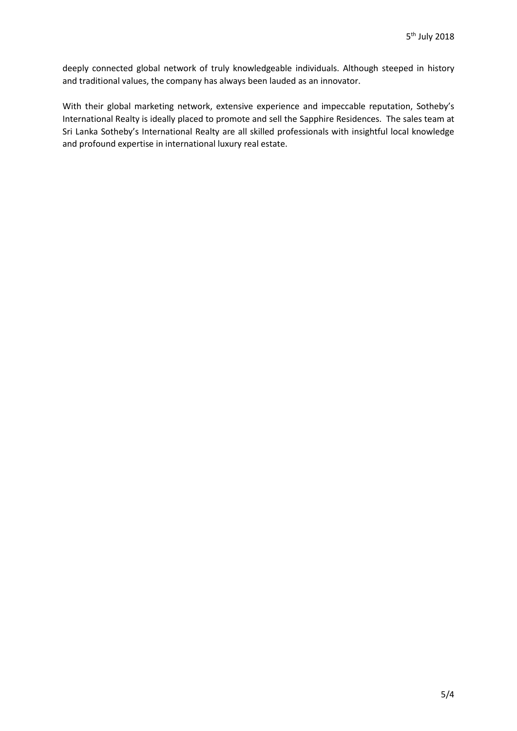deeply connected global network of truly knowledgeable individuals. Although steeped in history and traditional values, the company has always been lauded as an innovator.

With their global marketing network, extensive experience and impeccable reputation, Sotheby's International Realty is ideally placed to promote and sell the Sapphire Residences. The sales team at Sri Lanka Sotheby's International Realty are all skilled professionals with insightful local knowledge and profound expertise in international luxury real estate.